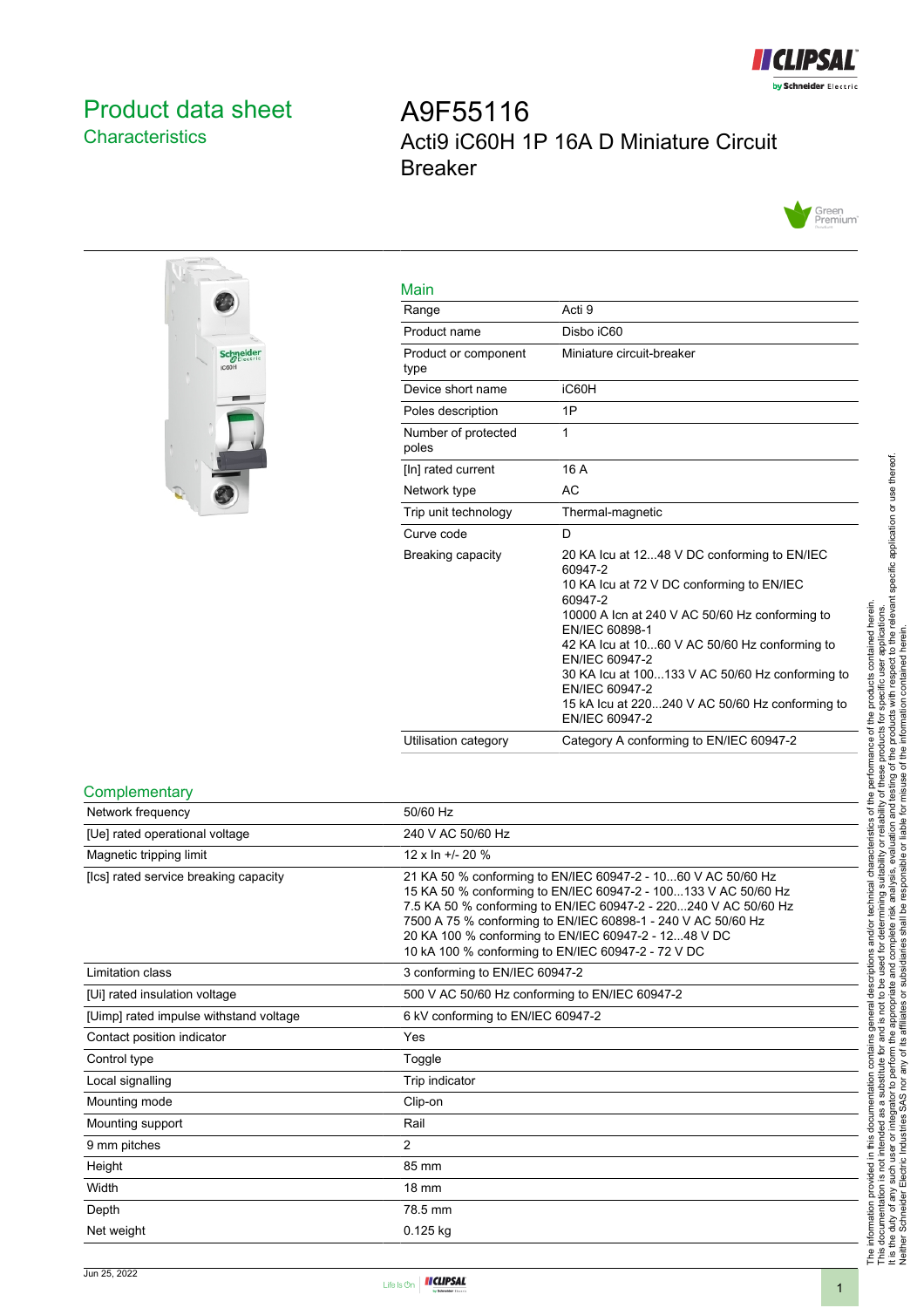# Product data sheet
## Characteristics

# A9F55116
Acti9 iC60H 1P 16A D Miniature Circuit Breaker

## Main

| | |
|---|---|
| Range | Acti 9 |
| Product name | Disbo iC60 |
| Product or component type | Miniature circuit-breaker |
| Device short name | iC60H |
| Poles description | 1P |
| Number of protected poles | 1 |
| [In] rated current | 16 A |
| Network type | AC |
| Trip unit technology | Thermal-magnetic |
| Curve code | D |
| Breaking capacity | 20 KA Icu at 12...48 V DC conforming to EN/IEC 60947-2<br>10 KA Icu at 72 V DC conforming to EN/IEC 60947-2<br>10000 A Icn at 240 V AC 50/60 Hz conforming to EN/IEC 60898-1<br>42 KA Icu at 10...60 V AC 50/60 Hz conforming to EN/IEC 60947-2<br>30 KA Icu at 100...133 V AC 50/60 Hz conforming to EN/IEC 60947-2<br>15 kA Icu at 220...240 V AC 50/60 Hz conforming to EN/IEC 60947-2 |
| Utilisation category | Category A conforming to EN/IEC 60947-2 |

## Complementary

| | |
|---|---|
| Network frequency | 50/60 Hz |
| [Ue] rated operational voltage | 240 V AC 50/60 Hz |
| Magnetic tripping limit | 12 x In +/- 20 % |
| [Ics] rated service breaking capacity | 21 KA 50 % conforming to EN/IEC 60947-2 - 10...60 V AC 50/60 Hz<br>15 KA 50 % conforming to EN/IEC 60947-2 - 100...133 V AC 50/60 Hz<br>7.5 KA 50 % conforming to EN/IEC 60947-2 - 220...240 V AC 50/60 Hz<br>7500 A 75 % conforming to EN/IEC 60898-1 - 240 V AC 50/60 Hz<br>20 KA 100 % conforming to EN/IEC 60947-2 - 12...48 V DC<br>10 kA 100 % conforming to EN/IEC 60947-2 - 72 V DC |
| Limitation class | 3 conforming to EN/IEC 60947-2 |
| [Ui] rated insulation voltage | 500 V AC 50/60 Hz conforming to EN/IEC 60947-2 |
| [Uimp] rated impulse withstand voltage | 6 kV conforming to EN/IEC 60947-2 |
| Contact position indicator | Yes |
| Control type | Toggle |
| Local signalling | Trip indicator |
| Mounting mode | Clip-on |
| Mounting support | Rail |
| 9 mm pitches | 2 |
| Height | 85 mm |
| Width | 18 mm |
| Depth | 78.5 mm |
| Net weight | 0.125 kg |

The information provided in this documentation contains general descriptions and/or technical characteristics of the performance of the products contained herein.
This documentation is not intended as a substitute for and is not to be used for determining suitability or reliability of these products for specific user applications.
It is the duty of any such user or integrator to perform the appropriate and complete risk analysis, evaluation and testing of the products with respect to the relevant specific application or use thereof.
Neither Schneider Electric Industries SAS nor any of its affiliates or subsidiaries shall be responsible or liable for misuse of the information contained herein.

Jun 25, 2022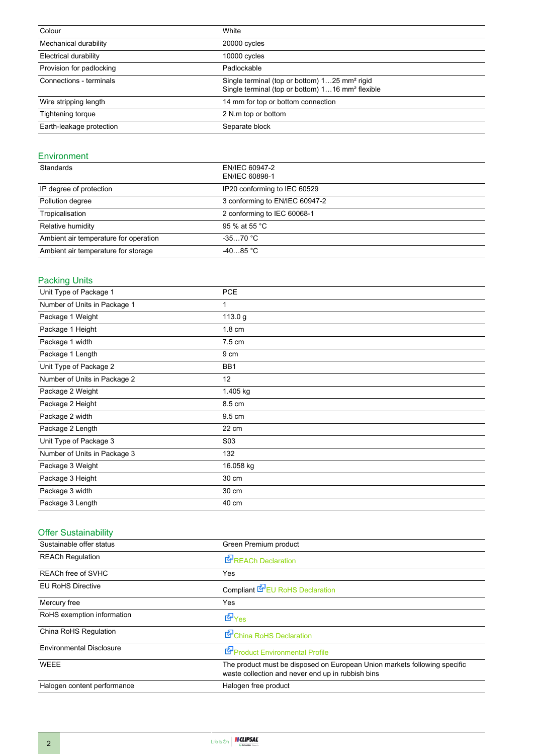| | |
|---|---|
| Colour | White |
| Mechanical durability | 20000 cycles |
| Electrical durability | 10000 cycles |
| Provision for padlocking | Padlockable |
| Connections - terminals | Single terminal (top or bottom) 1…25 mm² rigid<br>Single terminal (top or bottom) 1…16 mm² flexible |
| Wire stripping length | 14 mm for top or bottom connection |
| Tightening torque | 2 N.m top or bottom |
| Earth-leakage protection | Separate block |

## Environment

| | |
|---|---|
| Standards | EN/IEC 60947-2<br>EN/IEC 60898-1 |
| IP degree of protection | IP20 conforming to IEC 60529 |
| Pollution degree | 3 conforming to EN/IEC 60947-2 |
| Tropicalisation | 2 conforming to IEC 60068-1 |
| Relative humidity | 95 % at 55 °C |
| Ambient air temperature for operation | -35…70 °C |
| Ambient air temperature for storage | -40…85 °C |

## Packing Units

| | |
|---|---|
| Unit Type of Package 1 | PCE |
| Number of Units in Package 1 | 1 |
| Package 1 Weight | 113.0 g |
| Package 1 Height | 1.8 cm |
| Package 1 width | 7.5 cm |
| Package 1 Length | 9 cm |
| Unit Type of Package 2 | BB1 |
| Number of Units in Package 2 | 12 |
| Package 2 Weight | 1.405 kg |
| Package 2 Height | 8.5 cm |
| Package 2 width | 9.5 cm |
| Package 2 Length | 22 cm |
| Unit Type of Package 3 | S03 |
| Number of Units in Package 3 | 132 |
| Package 3 Weight | 16.058 kg |
| Package 3 Height | 30 cm |
| Package 3 width | 30 cm |
| Package 3 Length | 40 cm |

## Offer Sustainability

| | |
|---|---|
| Sustainable offer status | Green Premium product |
| REACh Regulation | REACh Declaration |
| REACh free of SVHC | Yes |
| EU RoHS Directive | Compliant EU RoHS Declaration |
| Mercury free | Yes |
| RoHS exemption information | Yes |
| China RoHS Regulation | China RoHS Declaration |
| Environmental Disclosure | Product Environmental Profile |
| WEEE | The product must be disposed on European Union markets following specific waste collection and never end up in rubbish bins |
| Halogen content performance | Halogen free product |